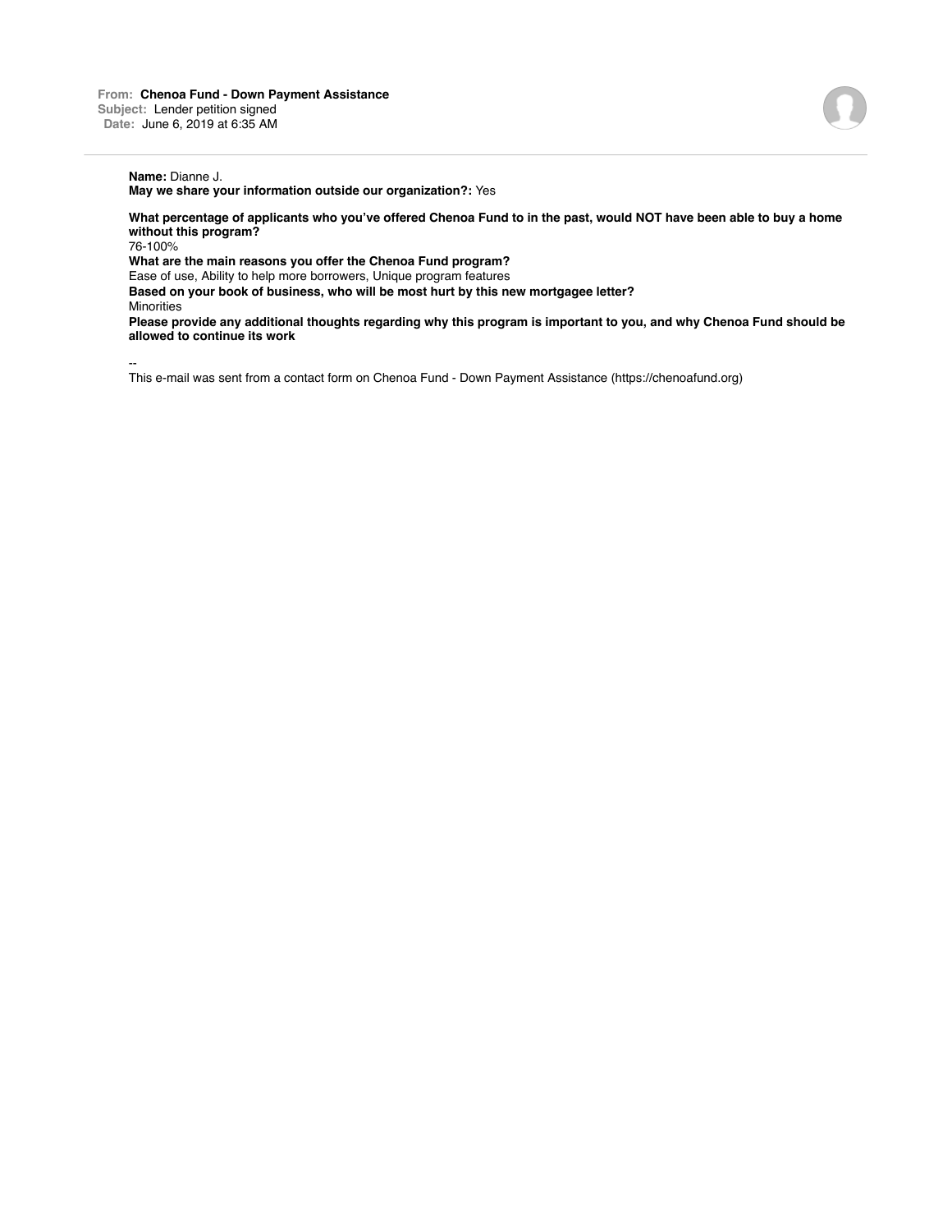**From:** Chenoa Fund - Down Payment Assistance
**Subject:** Lender petition signed
**Date:** June 6, 2019 at 6:35 AM

---

**Name:** Dianne J.
**May we share your information outside our organization?:** Yes

**What percentage of applicants who you've offered Chenoa Fund to in the past, would NOT have been able to buy a home without this program?**
76-100%
**What are the main reasons you offer the Chenoa Fund program?**
Ease of use, Ability to help more borrowers, Unique program features
**Based on your book of business, who will be most hurt by this new mortgagee letter?**
Minorities
**Please provide any additional thoughts regarding why this program is important to you, and why Chenoa Fund should be allowed to continue its work**

--
This e-mail was sent from a contact form on Chenoa Fund - Down Payment Assistance (https://chenoafund.org)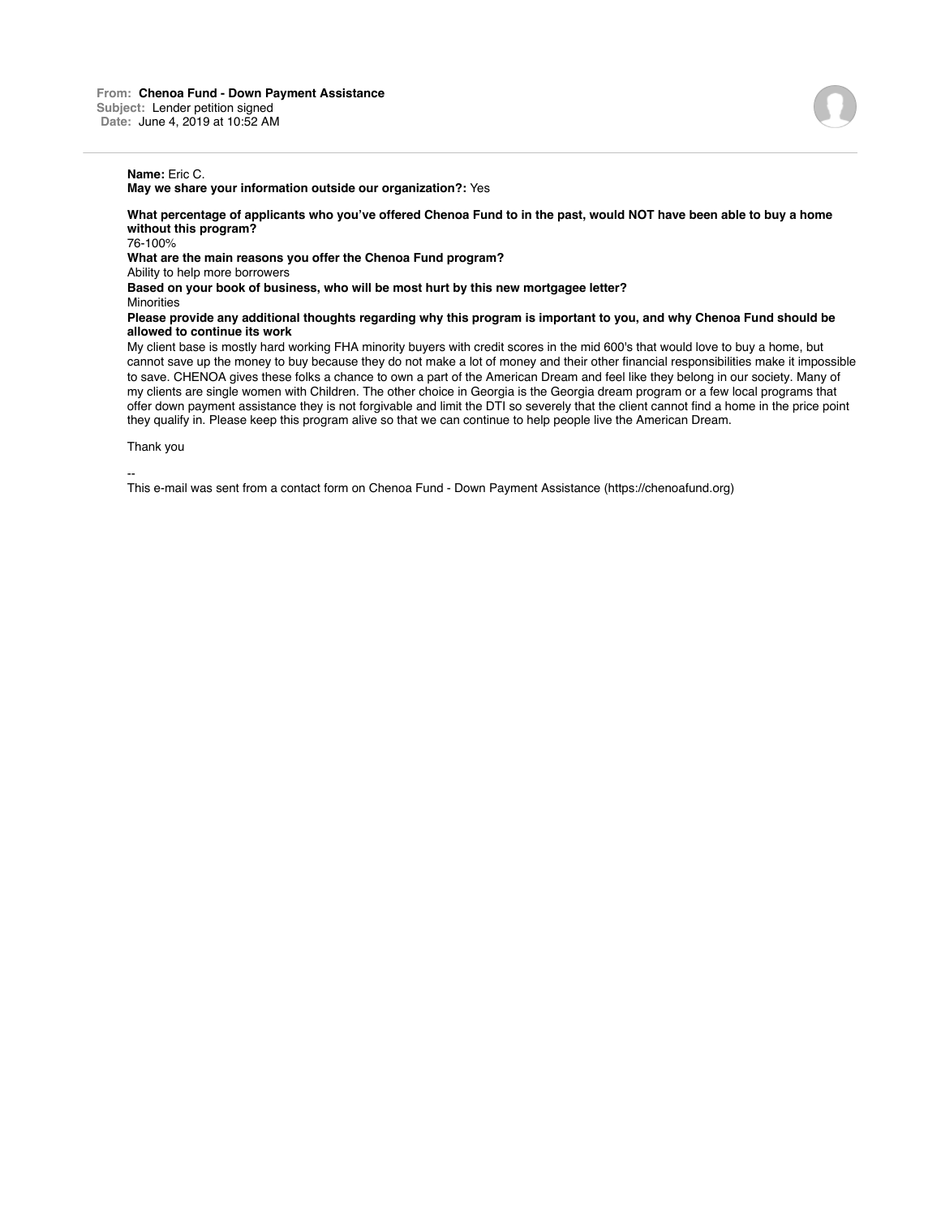**From:** **Chenoa Fund - Down Payment Assistance**
**Subject:** Lender petition signed
**Date:** June 4, 2019 at 10:52 AM

---

**Name:** Eric C.
**May we share your information outside our organization?:** Yes

**What percentage of applicants who you've offered Chenoa Fund to in the past, would NOT have been able to buy a home without this program?**
76-100%

**What are the main reasons you offer the Chenoa Fund program?**
Ability to help more borrowers

**Based on your book of business, who will be most hurt by this new mortgagee letter?**
Minorities

**Please provide any additional thoughts regarding why this program is important to you, and why Chenoa Fund should be allowed to continue its work**
My client base is mostly hard working FHA minority buyers with credit scores in the mid 600's that would love to buy a home, but cannot save up the money to buy because they do not make a lot of money and their other financial responsibilities make it impossible to save. CHENOA gives these folks a chance to own a part of the American Dream and feel like they belong in our society. Many of my clients are single women with Children. The other choice in Georgia is the Georgia dream program or a few local programs that offer down payment assistance they is not forgivable and limit the DTI so severely that the client cannot find a home in the price point they qualify in. Please keep this program alive so that we can continue to help people live the American Dream.

Thank you

--
This e-mail was sent from a contact form on Chenoa Fund - Down Payment Assistance (https://chenoafund.org)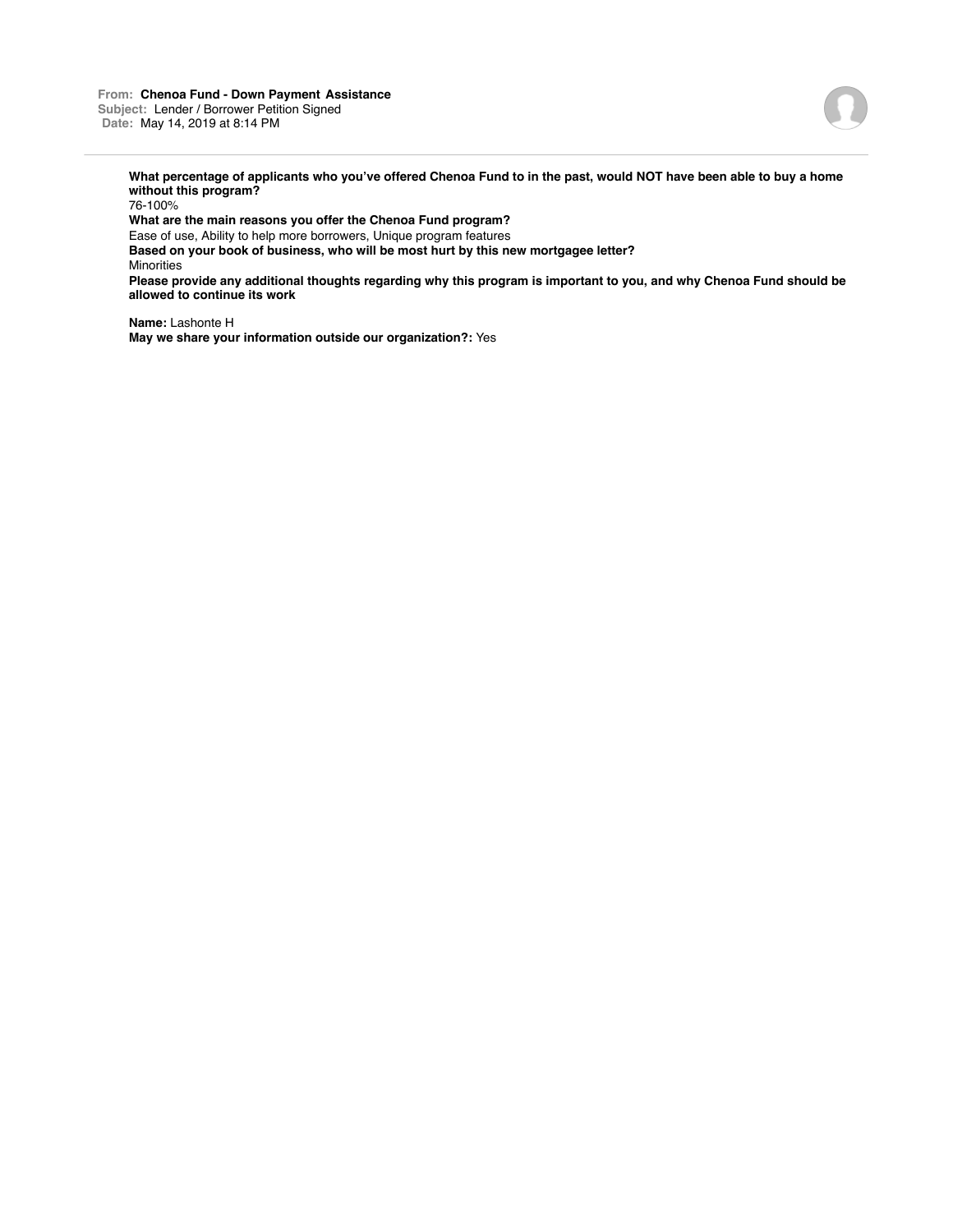**From:** **Chenoa Fund - Down Payment Assistance**
**Subject:** Lender / Borrower Petition Signed
**Date:** May 14, 2019 at 8:14 PM

---

**What percentage of applicants who you've offered Chenoa Fund to in the past, would NOT have been able to buy a home without this program?**
76-100%
**What are the main reasons you offer the Chenoa Fund program?**
Ease of use, Ability to help more borrowers, Unique program features
**Based on your book of business, who will be most hurt by this new mortgagee letter?**
Minorities
**Please provide any additional thoughts regarding why this program is important to you, and why Chenoa Fund should be allowed to continue its work**

**Name:** Lashonte H
**May we share your information outside our organization?:** Yes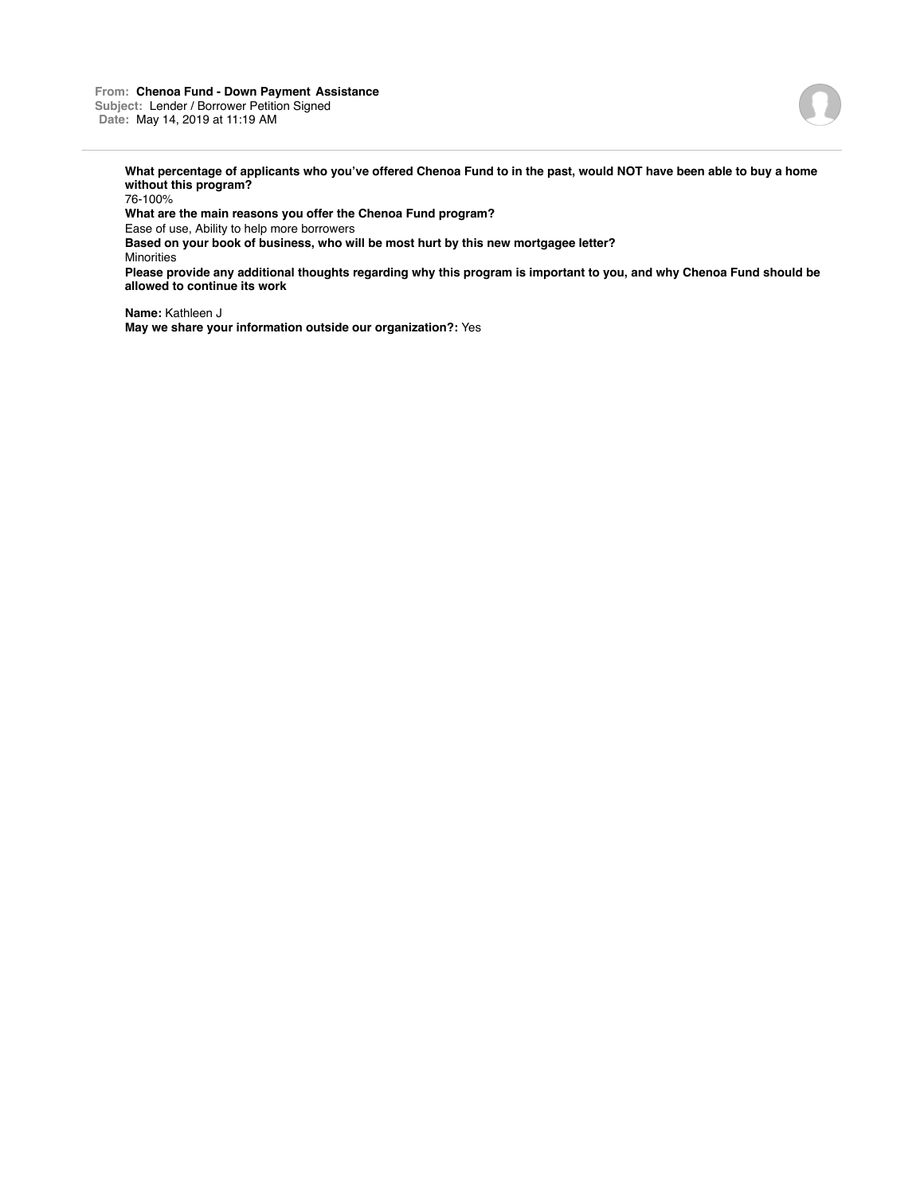**From:** **Chenoa Fund - Down Payment Assistance**
**Subject:** Lender / Borrower Petition Signed
**Date:** May 14, 2019 at 11:19 AM

**What percentage of applicants who you've offered Chenoa Fund to in the past, would NOT have been able to buy a home without this program?**
76-100%
**What are the main reasons you offer the Chenoa Fund program?**
Ease of use, Ability to help more borrowers
**Based on your book of business, who will be most hurt by this new mortgagee letter?**
Minorities
**Please provide any additional thoughts regarding why this program is important to you, and why Chenoa Fund should be allowed to continue its work**

**Name:** Kathleen J
**May we share your information outside our organization?:** Yes